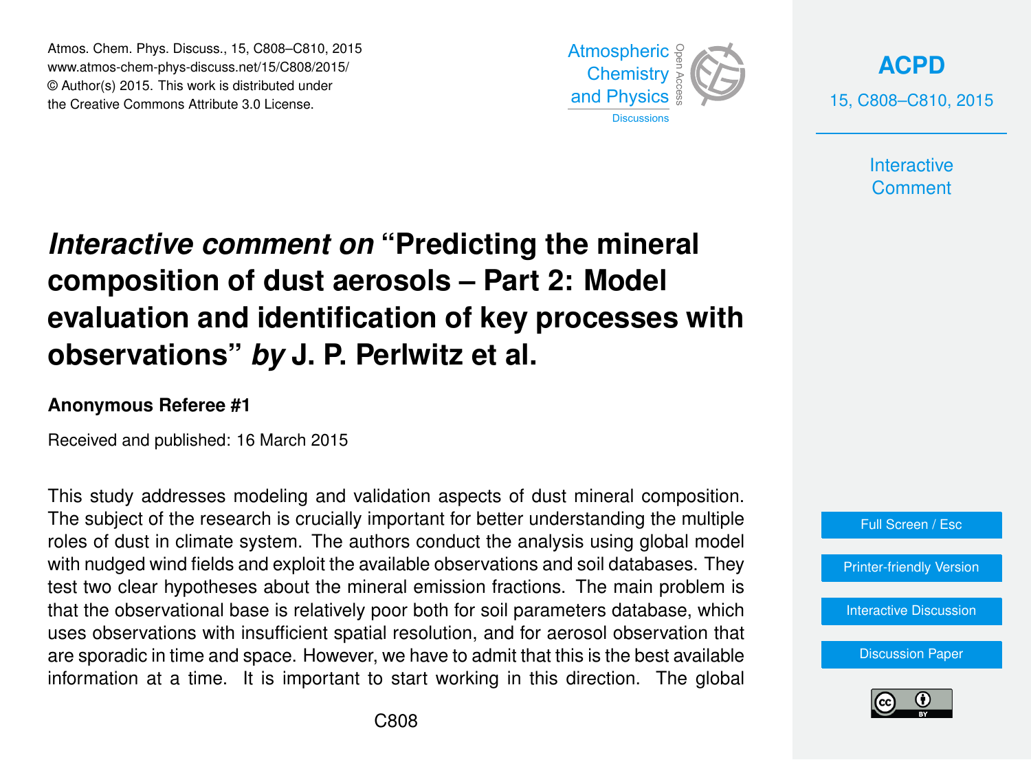# *Interactive comment on* "Predicting the mineral composition of dust aerosols – Part 2: Model evaluation and identification of key processes with observations" *by* J. P. Perlwitz et al.

**Anonymous Referee #1**

Received and published: 16 March 2015

This study addresses modeling and validation aspects of dust mineral composition. The subject of the research is crucially important for better understanding the multiple roles of dust in climate system. The authors conduct the analysis using global model with nudged wind fields and exploit the available observations and soil databases. They test two clear hypotheses about the mineral emission fractions. The main problem is that the observational base is relatively poor both for soil parameters database, which uses observations with insufficient spatial resolution, and for aerosol observation that are sporadic in time and space. However, we have to admit that this is the best available information at a time. It is important to start working in this direction. The global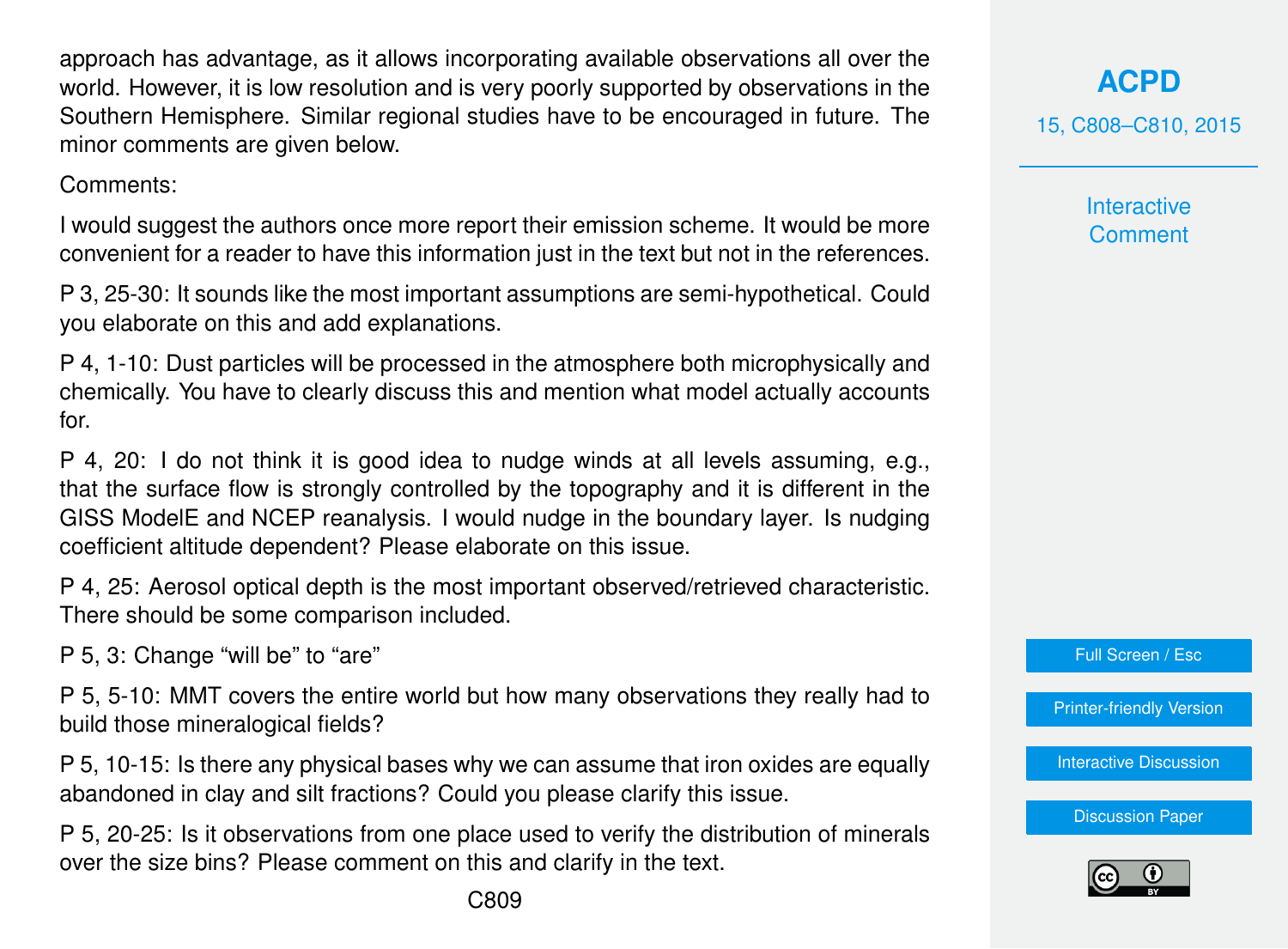approach has advantage, as it allows incorporating available observations all over the world. However, it is low resolution and is very poorly supported by observations in the Southern Hemisphere. Similar regional studies have to be encouraged in future. The minor comments are given below.

Comments:

I would suggest the authors once more report their emission scheme. It would be more convenient for a reader to have this information just in the text but not in the references.

P 3, 25-30: It sounds like the most important assumptions are semi-hypothetical. Could you elaborate on this and add explanations.

P 4, 1-10: Dust particles will be processed in the atmosphere both microphysically and chemically. You have to clearly discuss this and mention what model actually accounts for.

P 4, 20: I do not think it is good idea to nudge winds at all levels assuming, e.g., that the surface flow is strongly controlled by the topography and it is different in the GISS ModelE and NCEP reanalysis. I would nudge in the boundary layer. Is nudging coefficient altitude dependent? Please elaborate on this issue.

P 4, 25: Aerosol optical depth is the most important observed/retrieved characteristic. There should be some comparison included.

P 5, 3: Change “will be” to “are”

P 5, 5-10: MMT covers the entire world but how many observations they really had to build those mineralogical fields?

P 5, 10-15: Is there any physical bases why we can assume that iron oxides are equally abandoned in clay and silt fractions? Could you please clarify this issue.

P 5, 20-25: Is it observations from one place used to verify the distribution of minerals over the size bins? Please comment on this and clarify in the text.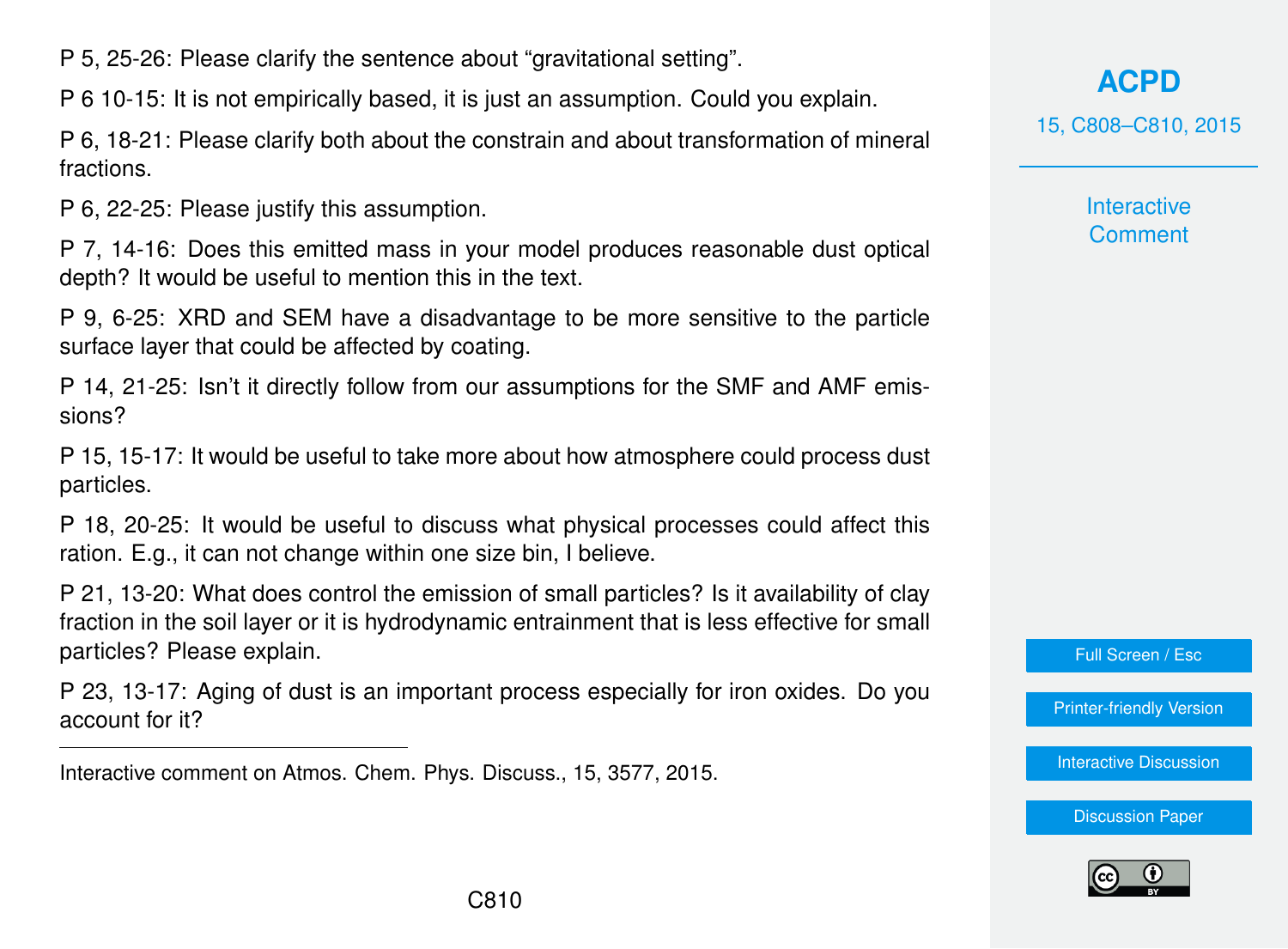P 5, 25-26: Please clarify the sentence about "gravitational setting".

P 6 10-15: It is not empirically based, it is just an assumption. Could you explain.

P 6, 18-21: Please clarify both about the constrain and about transformation of mineral fractions.

P 6, 22-25: Please justify this assumption.

P 7, 14-16: Does this emitted mass in your model produces reasonable dust optical depth? It would be useful to mention this in the text.

P 9, 6-25: XRD and SEM have a disadvantage to be more sensitive to the particle surface layer that could be affected by coating.

P 14, 21-25: Isn't it directly follow from our assumptions for the SMF and AMF emissions?

P 15, 15-17: It would be useful to take more about how atmosphere could process dust particles.

P 18, 20-25: It would be useful to discuss what physical processes could affect this ration. E.g., it can not change within one size bin, I believe.

P 21, 13-20: What does control the emission of small particles? Is it availability of clay fraction in the soil layer or it is hydrodynamic entrainment that is less effective for small particles? Please explain.

P 23, 13-17: Aging of dust is an important process especially for iron oxides. Do you account for it?

---

Interactive comment on Atmos. Chem. Phys. Discuss., 15, 3577, 2015.